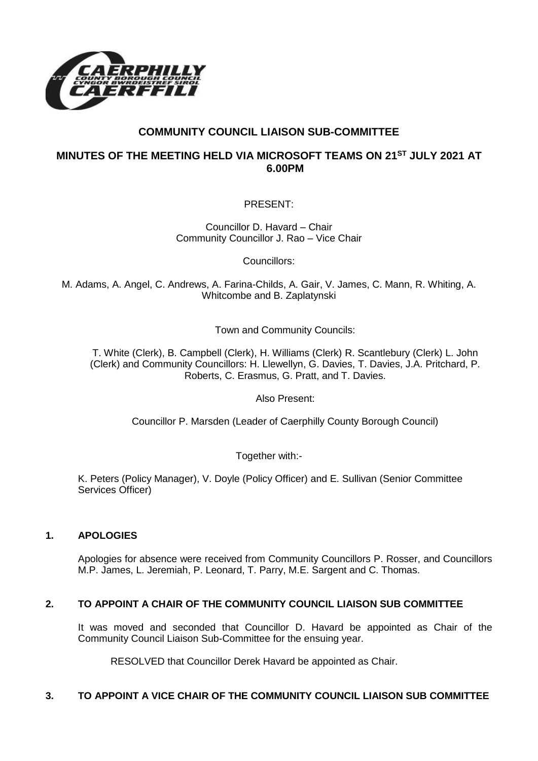# COMMUNITY COUNCIL LIAISON SUB-COMMITTEE

## MINUTES OF THE MEETING HELD VIA MICROSOFT TEAMS ON 21ST JULY 2021 AT 6.00PM

PRESENT:

Councillor D. Havard – Chair
Community Councillor J. Rao – Vice Chair

Councillors:

M. Adams, A. Angel, C. Andrews, A. Farina-Childs, A. Gair, V. James, C. Mann, R. Whiting, A. Whitcombe and B. Zaplatynski

Town and Community Councils:

T. White (Clerk), B. Campbell (Clerk), H. Williams (Clerk) R. Scantlebury (Clerk) L. John (Clerk) and Community Councillors: H. Llewellyn, G. Davies, T. Davies, J.A. Pritchard, P. Roberts, C. Erasmus, G. Pratt, and T. Davies.

Also Present:

Councillor P. Marsden (Leader of Caerphilly County Borough Council)

Together with:-

K. Peters (Policy Manager), V. Doyle (Policy Officer) and E. Sullivan (Senior Committee Services Officer)

### 1. APOLOGIES

Apologies for absence were received from Community Councillors P. Rosser, and Councillors M.P. James, L. Jeremiah, P. Leonard, T. Parry, M.E. Sargent and C. Thomas.

### 2. TO APPOINT A CHAIR OF THE COMMUNITY COUNCIL LIAISON SUB COMMITTEE

It was moved and seconded that Councillor D. Havard be appointed as Chair of the Community Council Liaison Sub-Committee for the ensuing year.

RESOLVED that Councillor Derek Havard be appointed as Chair.

### 3. TO APPOINT A VICE CHAIR OF THE COMMUNITY COUNCIL LIAISON SUB COMMITTEE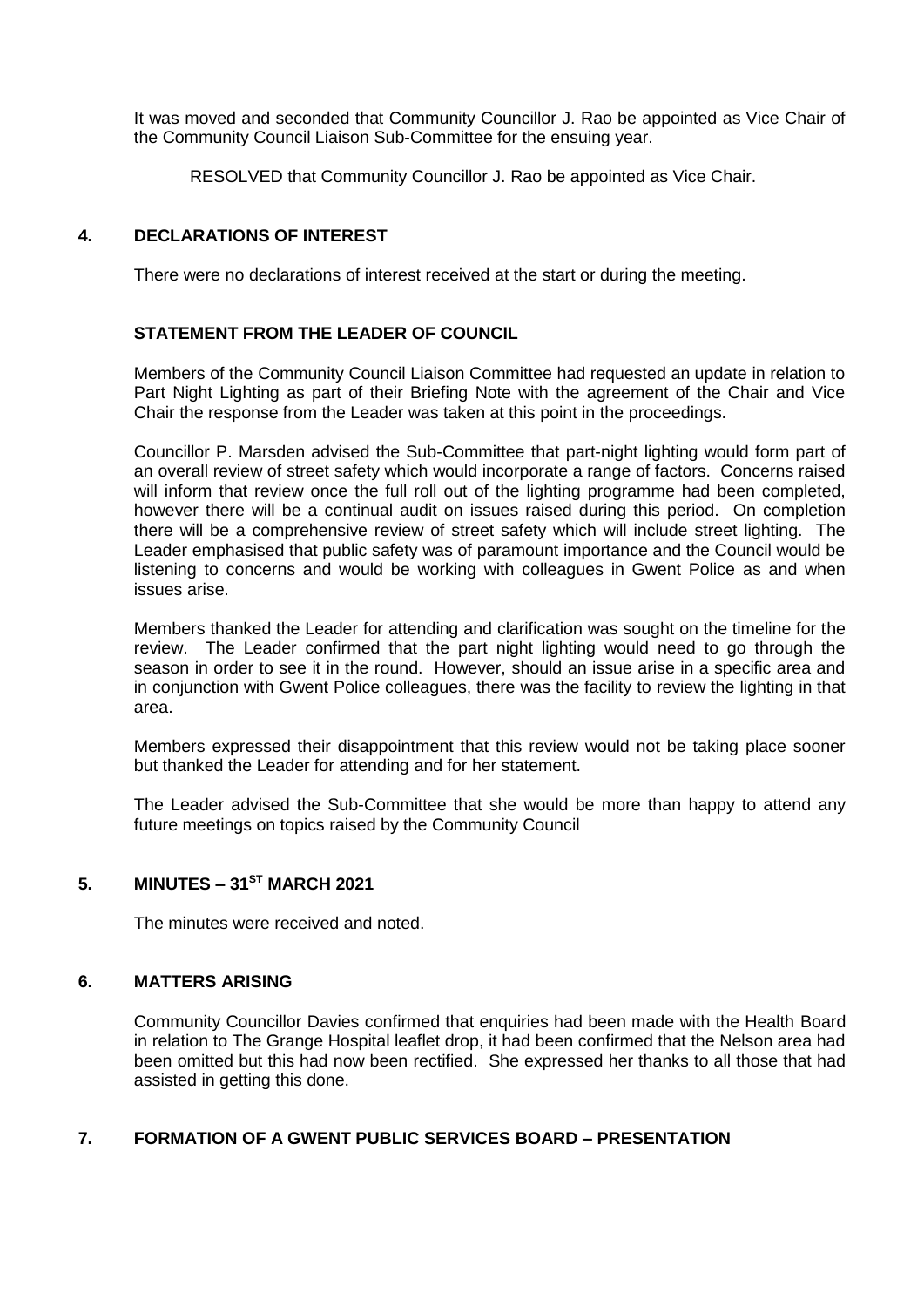It was moved and seconded that Community Councillor J. Rao be appointed as Vice Chair of the Community Council Liaison Sub-Committee for the ensuing year.

RESOLVED that Community Councillor J. Rao be appointed as Vice Chair.

## 4. DECLARATIONS OF INTEREST

There were no declarations of interest received at the start or during the meeting.

## STATEMENT FROM THE LEADER OF COUNCIL

Members of the Community Council Liaison Committee had requested an update in relation to Part Night Lighting as part of their Briefing Note with the agreement of the Chair and Vice Chair the response from the Leader was taken at this point in the proceedings.

Councillor P. Marsden advised the Sub-Committee that part-night lighting would form part of an overall review of street safety which would incorporate a range of factors. Concerns raised will inform that review once the full roll out of the lighting programme had been completed, however there will be a continual audit on issues raised during this period. On completion there will be a comprehensive review of street safety which will include street lighting. The Leader emphasised that public safety was of paramount importance and the Council would be listening to concerns and would be working with colleagues in Gwent Police as and when issues arise.

Members thanked the Leader for attending and clarification was sought on the timeline for the review. The Leader confirmed that the part night lighting would need to go through the season in order to see it in the round. However, should an issue arise in a specific area and in conjunction with Gwent Police colleagues, there was the facility to review the lighting in that area.

Members expressed their disappointment that this review would not be taking place sooner but thanked the Leader for attending and for her statement.

The Leader advised the Sub-Committee that she would be more than happy to attend any future meetings on topics raised by the Community Council

## 5. MINUTES – 31ST MARCH 2021

The minutes were received and noted.

## 6. MATTERS ARISING

Community Councillor Davies confirmed that enquiries had been made with the Health Board in relation to The Grange Hospital leaflet drop, it had been confirmed that the Nelson area had been omitted but this had now been rectified. She expressed her thanks to all those that had assisted in getting this done.

## 7. FORMATION OF A GWENT PUBLIC SERVICES BOARD – PRESENTATION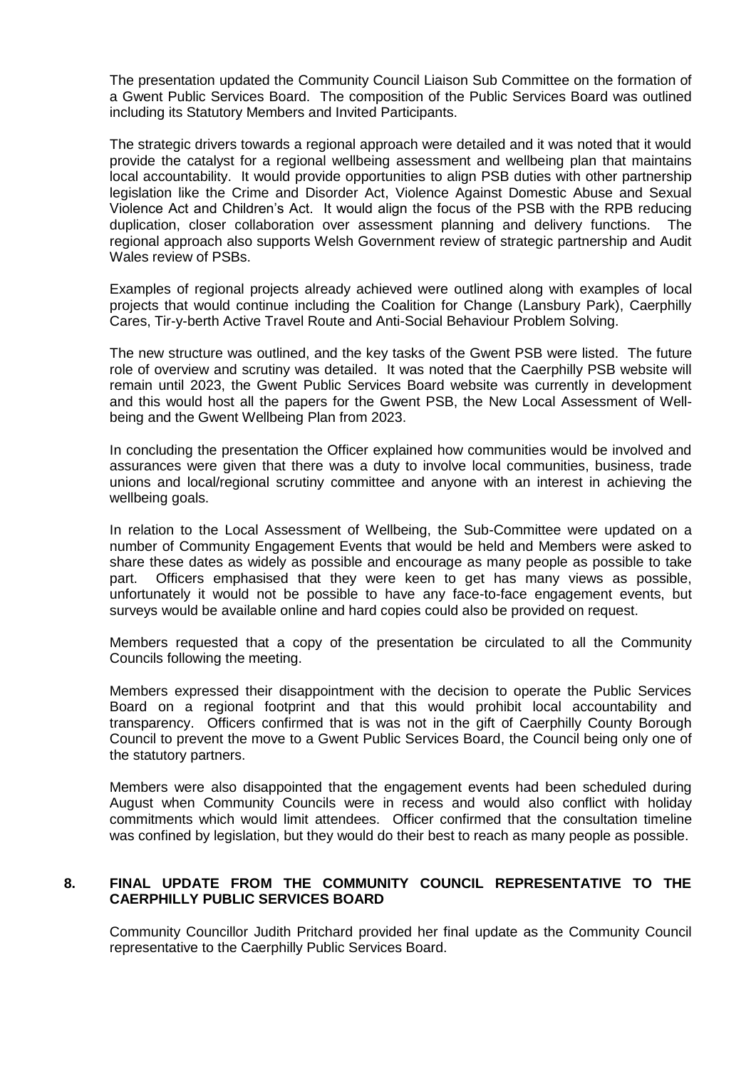The presentation updated the Community Council Liaison Sub Committee on the formation of a Gwent Public Services Board. The composition of the Public Services Board was outlined including its Statutory Members and Invited Participants.

The strategic drivers towards a regional approach were detailed and it was noted that it would provide the catalyst for a regional wellbeing assessment and wellbeing plan that maintains local accountability. It would provide opportunities to align PSB duties with other partnership legislation like the Crime and Disorder Act, Violence Against Domestic Abuse and Sexual Violence Act and Children's Act. It would align the focus of the PSB with the RPB reducing duplication, closer collaboration over assessment planning and delivery functions. The regional approach also supports Welsh Government review of strategic partnership and Audit Wales review of PSBs.

Examples of regional projects already achieved were outlined along with examples of local projects that would continue including the Coalition for Change (Lansbury Park), Caerphilly Cares, Tir-y-berth Active Travel Route and Anti-Social Behaviour Problem Solving.

The new structure was outlined, and the key tasks of the Gwent PSB were listed. The future role of overview and scrutiny was detailed. It was noted that the Caerphilly PSB website will remain until 2023, the Gwent Public Services Board website was currently in development and this would host all the papers for the Gwent PSB, the New Local Assessment of Well-being and the Gwent Wellbeing Plan from 2023.

In concluding the presentation the Officer explained how communities would be involved and assurances were given that there was a duty to involve local communities, business, trade unions and local/regional scrutiny committee and anyone with an interest in achieving the wellbeing goals.

In relation to the Local Assessment of Wellbeing, the Sub-Committee were updated on a number of Community Engagement Events that would be held and Members were asked to share these dates as widely as possible and encourage as many people as possible to take part. Officers emphasised that they were keen to get has many views as possible, unfortunately it would not be possible to have any face-to-face engagement events, but surveys would be available online and hard copies could also be provided on request.

Members requested that a copy of the presentation be circulated to all the Community Councils following the meeting.

Members expressed their disappointment with the decision to operate the Public Services Board on a regional footprint and that this would prohibit local accountability and transparency. Officers confirmed that is was not in the gift of Caerphilly County Borough Council to prevent the move to a Gwent Public Services Board, the Council being only one of the statutory partners.

Members were also disappointed that the engagement events had been scheduled during August when Community Councils were in recess and would also conflict with holiday commitments which would limit attendees. Officer confirmed that the consultation timeline was confined by legislation, but they would do their best to reach as many people as possible.

## 8. FINAL UPDATE FROM THE COMMUNITY COUNCIL REPRESENTATIVE TO THE CAERPHILLY PUBLIC SERVICES BOARD

Community Councillor Judith Pritchard provided her final update as the Community Council representative to the Caerphilly Public Services Board.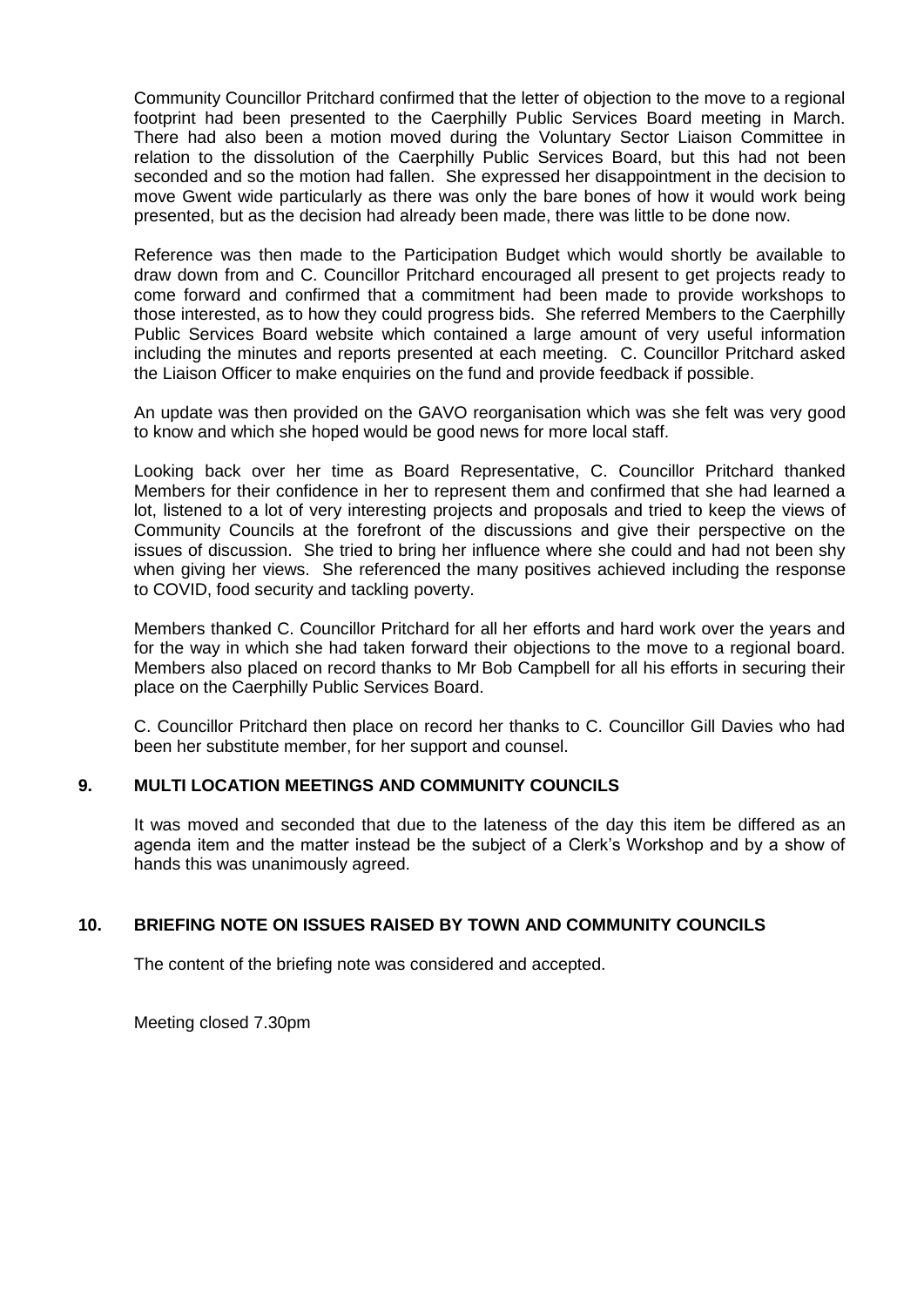Community Councillor Pritchard confirmed that the letter of objection to the move to a regional footprint had been presented to the Caerphilly Public Services Board meeting in March. There had also been a motion moved during the Voluntary Sector Liaison Committee in relation to the dissolution of the Caerphilly Public Services Board, but this had not been seconded and so the motion had fallen. She expressed her disappointment in the decision to move Gwent wide particularly as there was only the bare bones of how it would work being presented, but as the decision had already been made, there was little to be done now.

Reference was then made to the Participation Budget which would shortly be available to draw down from and C. Councillor Pritchard encouraged all present to get projects ready to come forward and confirmed that a commitment had been made to provide workshops to those interested, as to how they could progress bids. She referred Members to the Caerphilly Public Services Board website which contained a large amount of very useful information including the minutes and reports presented at each meeting. C. Councillor Pritchard asked the Liaison Officer to make enquiries on the fund and provide feedback if possible.

An update was then provided on the GAVO reorganisation which was she felt was very good to know and which she hoped would be good news for more local staff.

Looking back over her time as Board Representative, C. Councillor Pritchard thanked Members for their confidence in her to represent them and confirmed that she had learned a lot, listened to a lot of very interesting projects and proposals and tried to keep the views of Community Councils at the forefront of the discussions and give their perspective on the issues of discussion. She tried to bring her influence where she could and had not been shy when giving her views. She referenced the many positives achieved including the response to COVID, food security and tackling poverty.

Members thanked C. Councillor Pritchard for all her efforts and hard work over the years and for the way in which she had taken forward their objections to the move to a regional board. Members also placed on record thanks to Mr Bob Campbell for all his efforts in securing their place on the Caerphilly Public Services Board.

C. Councillor Pritchard then place on record her thanks to C. Councillor Gill Davies who had been her substitute member, for her support and counsel.

## 9. MULTI LOCATION MEETINGS AND COMMUNITY COUNCILS

It was moved and seconded that due to the lateness of the day this item be differed as an agenda item and the matter instead be the subject of a Clerk's Workshop and by a show of hands this was unanimously agreed.

## 10. BRIEFING NOTE ON ISSUES RAISED BY TOWN AND COMMUNITY COUNCILS

The content of the briefing note was considered and accepted.

Meeting closed 7.30pm